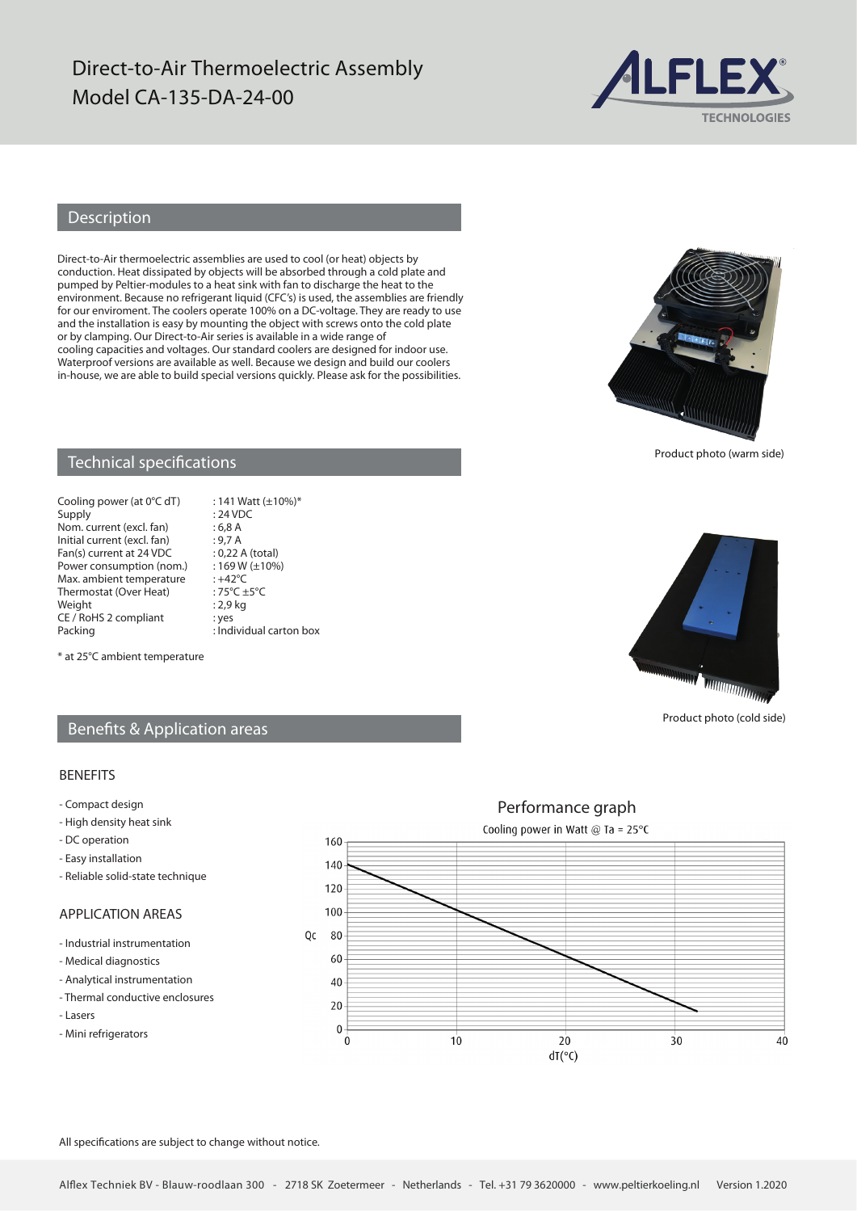# Direct-to-Air Thermoelectric Assembly
# Model CA-135-DA-24-00

ALFLEX® TECHNOLOGIES

## Description

Direct-to-Air thermoelectric assemblies are used to cool (or heat) objects by conduction. Heat dissipated by objects will be absorbed through a cold plate and pumped by Peltier-modules to a heat sink with fan to discharge the heat to the environment. Because no refrigerant liquid (CFC's) is used, the assemblies are friendly for our enviroment. The coolers operate 100% on a DC-voltage. They are ready to use and the installation is easy by mounting the object with screws onto the cold plate or by clamping. Our Direct-to-Air series is available in a wide range of cooling capacities and voltages. Our standard coolers are designed for indoor use. Waterproof versions are available as well. Because we design and build our coolers in-house, we are able to build special versions quickly. Please ask for the possibilities.

Product photo (warm side)

## Technical specifications

| | |
|---|---|
| Cooling power (at 0°C dT) | : 141 Watt (±10%)* |
| Supply | : 24 VDC |
| Nom. current (excl. fan) | : 6,8 A |
| Initial current (excl. fan) | : 9,7 A |
| Fan(s) current at 24 VDC | : 0,22 A (total) |
| Power consumption (nom.) | : 169 W (±10%) |
| Max. ambient temperature | : +42°C |
| Thermostat (Over Heat) | : 75°C ±5°C |
| Weight | : 2,9 kg |
| CE / RoHS 2 compliant | : yes |
| Packing | : Individual carton box |

* at 25°C ambient temperature

Product photo (cold side)

## Benefits & Application areas

### BENEFITS

- Compact design
- High density heat sink
- DC operation
- Easy installation
- Reliable solid-state technique

### APPLICATION AREAS

- Industrial instrumentation
- Medical diagnostics
- Analytical instrumentation
- Thermal conductive enclosures
- Lasers
- Mini refrigerators

### Performance graph

Cooling power in Watt @ Ta = 25°C

(Qc vs dT(°C))

All specifications are subject to change without notice.

Alflex Techniek BV - Blauw-roodlaan 300 - 2718 SK Zoetermeer - Netherlands - Tel. +31 79 3620000 - www.peltierkoeling.nl Version 1.2020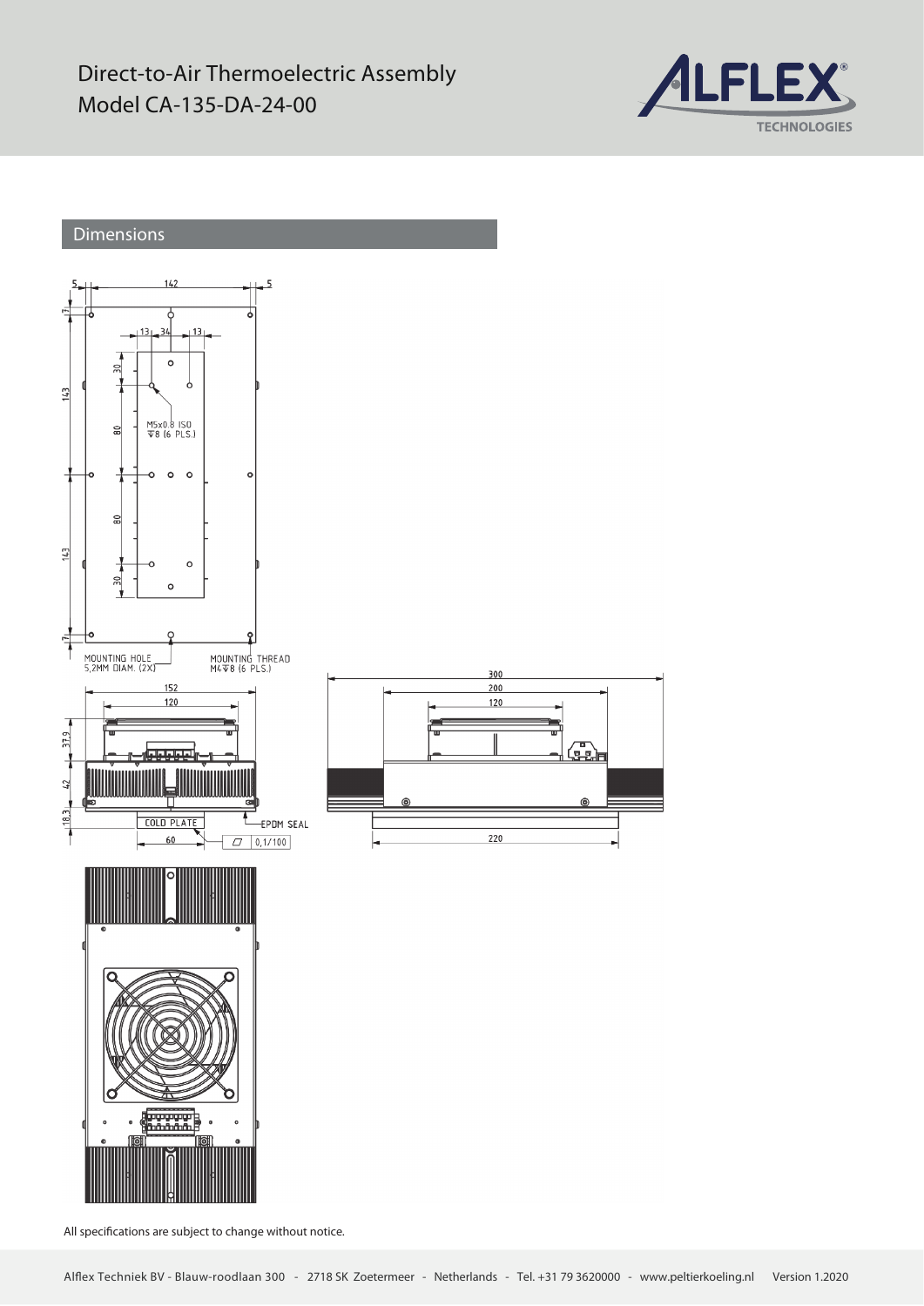# Direct-to-Air Thermoelectric Assembly
# Model CA-135-DA-24-00

## Dimensions

5
142
5
7
13
34
13
30
143
M5x0.8 ISO
↧8 (6 PLS.)
80
80
143
30
7
MOUNTING HOLE
5,2MM DIAM. (2X)
MOUNTING THREAD
M4↧8 (6 PLS.)

152
120
37.9
42
18.3
COLD PLATE
EPDM SEAL
60
0,1/100

300
200
120
220

All specifications are subject to change without notice.